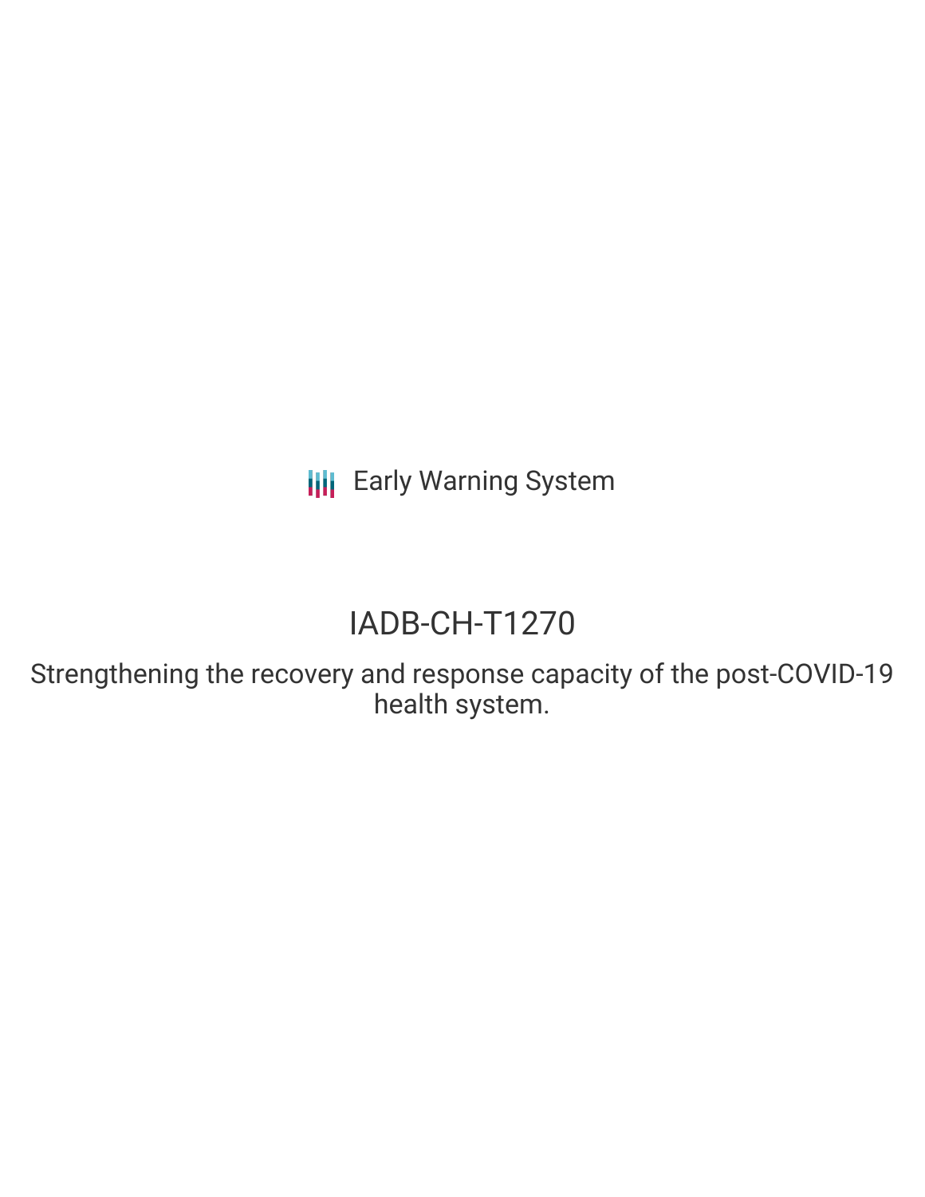Early Warning System

# IADB-CH-T1270

## Strengthening the recovery and response capacity of the post-COVID-19 health system.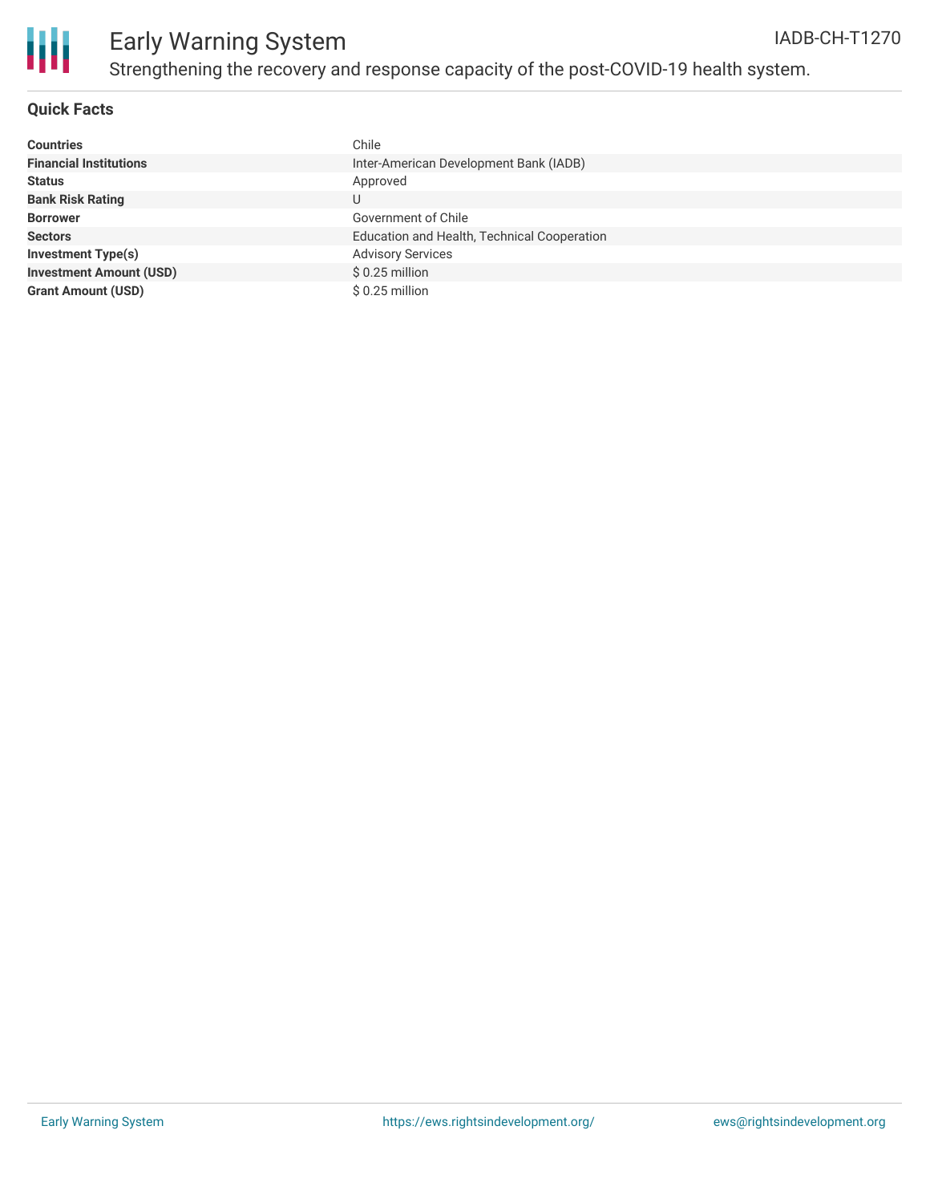# Early Warning System

IADB-CH-T1270

## Strengthening the recovery and response capacity of the post-COVID-19 health system.

### Quick Facts

| | |
|---|---|
| **Countries** | Chile |
| **Financial Institutions** | Inter-American Development Bank (IADB) |
| **Status** | Approved |
| **Bank Risk Rating** | U |
| **Borrower** | Government of Chile |
| **Sectors** | Education and Health, Technical Cooperation |
| **Investment Type(s)** | Advisory Services |
| **Investment Amount (USD)** | $ 0.25 million |
| **Grant Amount (USD)** | $ 0.25 million |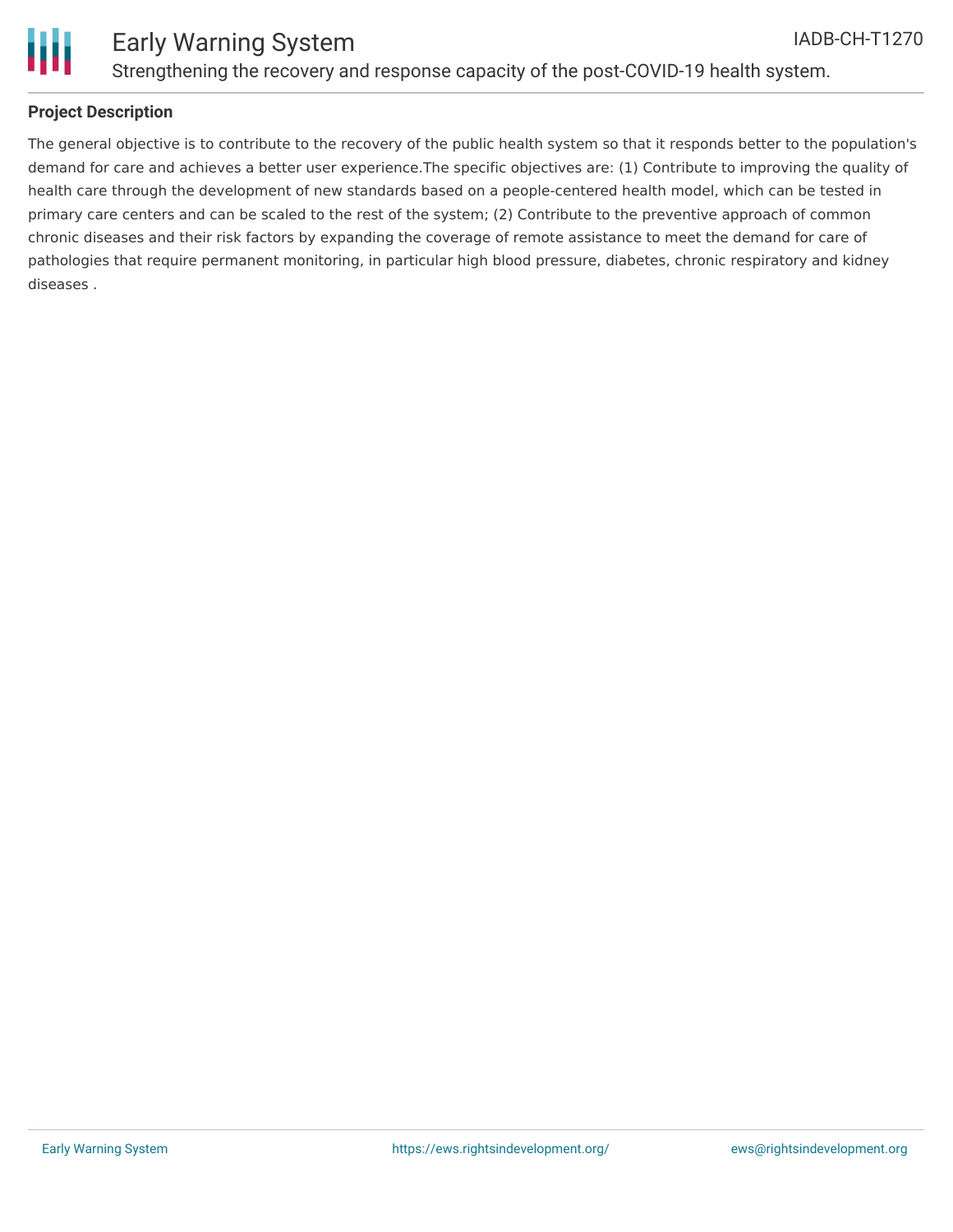## Project Description

The general objective is to contribute to the recovery of the public health system so that it responds better to the population's demand for care and achieves a better user experience.The specific objectives are: (1) Contribute to improving the quality of health care through the development of new standards based on a people-centered health model, which can be tested in primary care centers and can be scaled to the rest of the system; (2) Contribute to the preventive approach of common chronic diseases and their risk factors by expanding the coverage of remote assistance to meet the demand for care of pathologies that require permanent monitoring, in particular high blood pressure, diabetes, chronic respiratory and kidney diseases .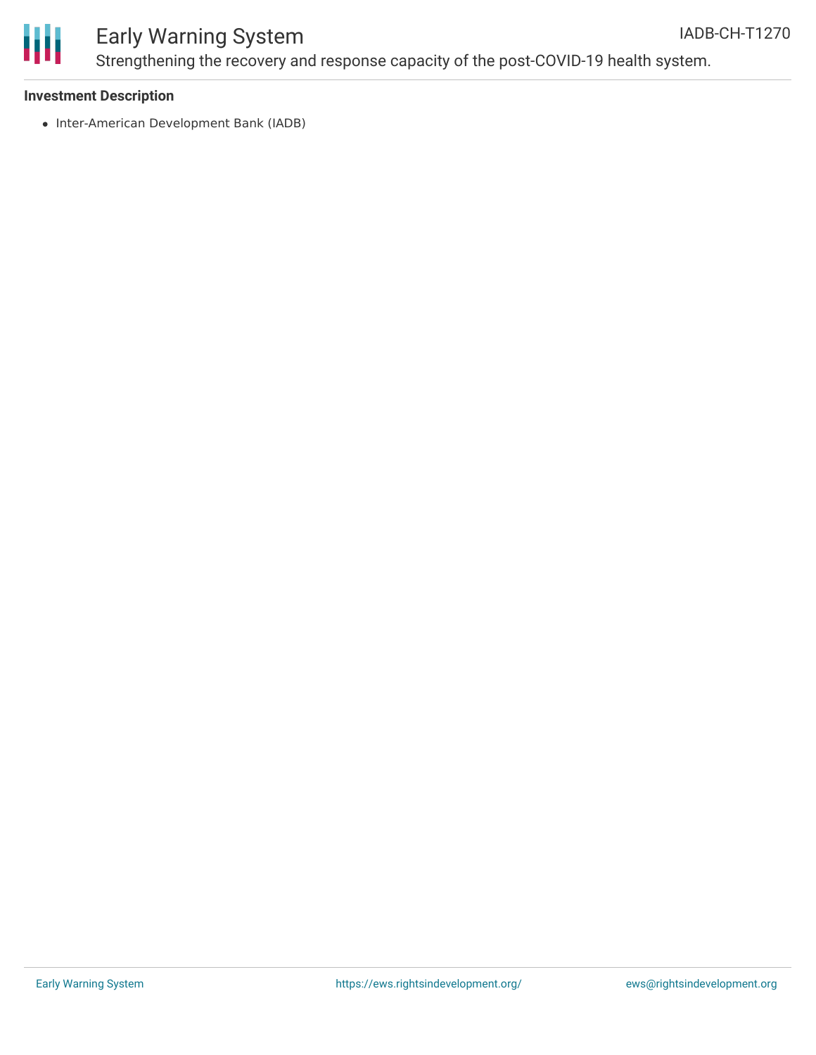### Investment Description

- Inter-American Development Bank (IADB)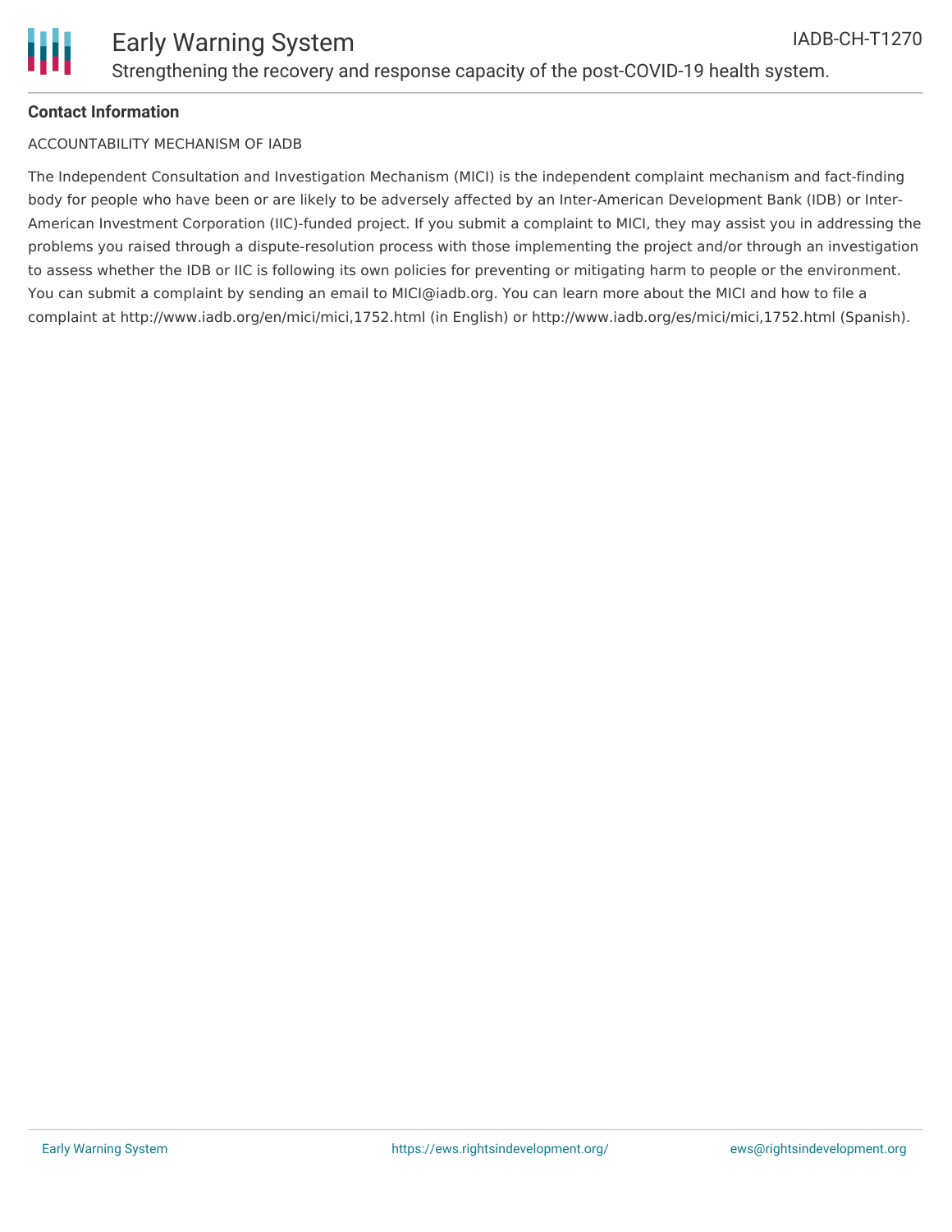**Contact Information**

ACCOUNTABILITY MECHANISM OF IADB

The Independent Consultation and Investigation Mechanism (MICI) is the independent complaint mechanism and fact-finding body for people who have been or are likely to be adversely affected by an Inter-American Development Bank (IDB) or Inter-American Investment Corporation (IIC)-funded project. If you submit a complaint to MICI, they may assist you in addressing the problems you raised through a dispute-resolution process with those implementing the project and/or through an investigation to assess whether the IDB or IIC is following its own policies for preventing or mitigating harm to people or the environment. You can submit a complaint by sending an email to MICI@iadb.org. You can learn more about the MICI and how to file a complaint at http://www.iadb.org/en/mici/mici,1752.html (in English) or http://www.iadb.org/es/mici/mici,1752.html (Spanish).